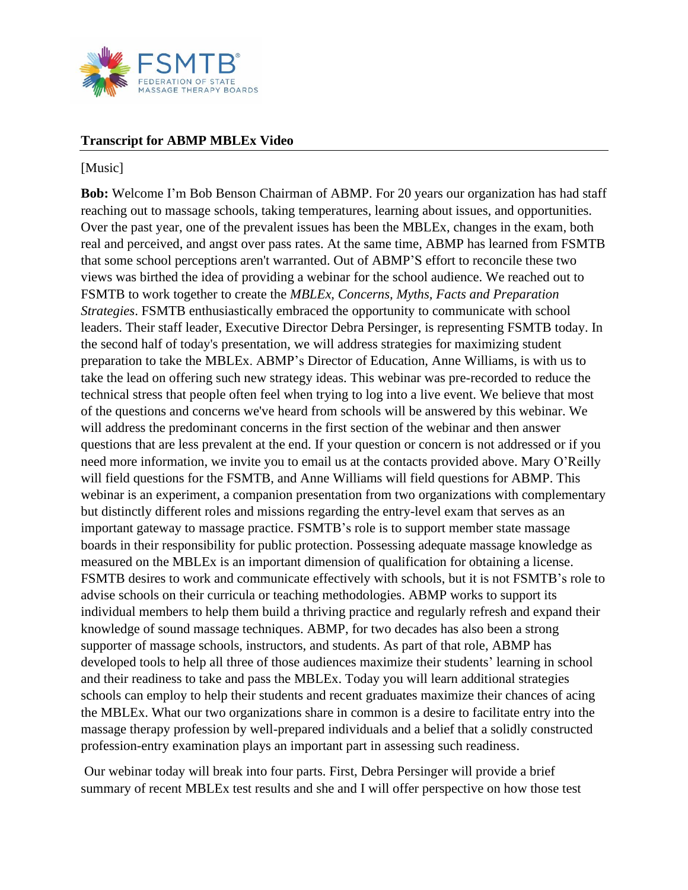**Transcript for ABMP MBLEx Video**

[Music]

**Bob:** Welcome I'm Bob Benson Chairman of ABMP. For 20 years our organization has had staff reaching out to massage schools, taking temperatures, learning about issues, and opportunities. Over the past year, one of the prevalent issues has been the MBLEx, changes in the exam, both real and perceived, and angst over pass rates. At the same time, ABMP has learned from FSMTB that some school perceptions aren't warranted. Out of ABMP'S effort to reconcile these two views was birthed the idea of providing a webinar for the school audience. We reached out to FSMTB to work together to create the *MBLEx, Concerns, Myths, Facts and Preparation Strategies*. FSMTB enthusiastically embraced the opportunity to communicate with school leaders. Their staff leader, Executive Director Debra Persinger, is representing FSMTB today. In the second half of today's presentation, we will address strategies for maximizing student preparation to take the MBLEx. ABMP's Director of Education, Anne Williams, is with us to take the lead on offering such new strategy ideas. This webinar was pre-recorded to reduce the technical stress that people often feel when trying to log into a live event. We believe that most of the questions and concerns we've heard from schools will be answered by this webinar. We will address the predominant concerns in the first section of the webinar and then answer questions that are less prevalent at the end. If your question or concern is not addressed or if you need more information, we invite you to email us at the contacts provided above. Mary O'Reilly will field questions for the FSMTB, and Anne Williams will field questions for ABMP. This webinar is an experiment, a companion presentation from two organizations with complementary but distinctly different roles and missions regarding the entry-level exam that serves as an important gateway to massage practice. FSMTB's role is to support member state massage boards in their responsibility for public protection. Possessing adequate massage knowledge as measured on the MBLEx is an important dimension of qualification for obtaining a license. FSMTB desires to work and communicate effectively with schools, but it is not FSMTB's role to advise schools on their curricula or teaching methodologies. ABMP works to support its individual members to help them build a thriving practice and regularly refresh and expand their knowledge of sound massage techniques. ABMP, for two decades has also been a strong supporter of massage schools, instructors, and students. As part of that role, ABMP has developed tools to help all three of those audiences maximize their students' learning in school and their readiness to take and pass the MBLEx. Today you will learn additional strategies schools can employ to help their students and recent graduates maximize their chances of acing the MBLEx. What our two organizations share in common is a desire to facilitate entry into the massage therapy profession by well-prepared individuals and a belief that a solidly constructed profession-entry examination plays an important part in assessing such readiness.

Our webinar today will break into four parts. First, Debra Persinger will provide a brief summary of recent MBLEx test results and she and I will offer perspective on how those test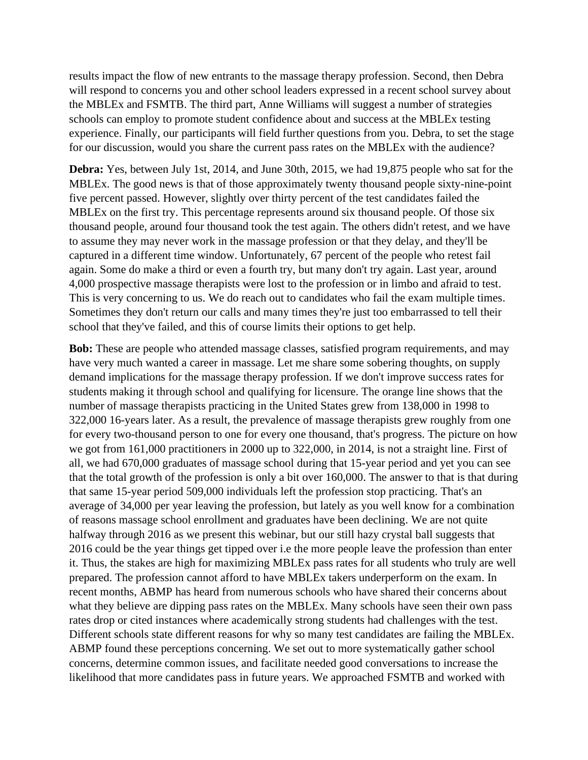results impact the flow of new entrants to the massage therapy profession. Second, then Debra will respond to concerns you and other school leaders expressed in a recent school survey about the MBLEx and FSMTB. The third part, Anne Williams will suggest a number of strategies schools can employ to promote student confidence about and success at the MBLEx testing experience. Finally, our participants will field further questions from you. Debra, to set the stage for our discussion, would you share the current pass rates on the MBLEx with the audience?

**Debra:** Yes, between July 1st, 2014, and June 30th, 2015, we had 19,875 people who sat for the MBLEx. The good news is that of those approximately twenty thousand people sixty-nine-point five percent passed. However, slightly over thirty percent of the test candidates failed the MBLEx on the first try. This percentage represents around six thousand people. Of those six thousand people, around four thousand took the test again. The others didn't retest, and we have to assume they may never work in the massage profession or that they delay, and they'll be captured in a different time window. Unfortunately, 67 percent of the people who retest fail again. Some do make a third or even a fourth try, but many don't try again. Last year, around 4,000 prospective massage therapists were lost to the profession or in limbo and afraid to test. This is very concerning to us. We do reach out to candidates who fail the exam multiple times. Sometimes they don't return our calls and many times they're just too embarrassed to tell their school that they've failed, and this of course limits their options to get help.

**Bob:** These are people who attended massage classes, satisfied program requirements, and may have very much wanted a career in massage. Let me share some sobering thoughts, on supply demand implications for the massage therapy profession. If we don't improve success rates for students making it through school and qualifying for licensure. The orange line shows that the number of massage therapists practicing in the United States grew from 138,000 in 1998 to 322,000 16-years later. As a result, the prevalence of massage therapists grew roughly from one for every two-thousand person to one for every one thousand, that's progress. The picture on how we got from 161,000 practitioners in 2000 up to 322,000, in 2014, is not a straight line. First of all, we had 670,000 graduates of massage school during that 15-year period and yet you can see that the total growth of the profession is only a bit over 160,000. The answer to that is that during that same 15-year period 509,000 individuals left the profession stop practicing. That's an average of 34,000 per year leaving the profession, but lately as you well know for a combination of reasons massage school enrollment and graduates have been declining. We are not quite halfway through 2016 as we present this webinar, but our still hazy crystal ball suggests that 2016 could be the year things get tipped over i.e the more people leave the profession than enter it. Thus, the stakes are high for maximizing MBLEx pass rates for all students who truly are well prepared. The profession cannot afford to have MBLEx takers underperform on the exam. In recent months, ABMP has heard from numerous schools who have shared their concerns about what they believe are dipping pass rates on the MBLEx. Many schools have seen their own pass rates drop or cited instances where academically strong students had challenges with the test. Different schools state different reasons for why so many test candidates are failing the MBLEx. ABMP found these perceptions concerning. We set out to more systematically gather school concerns, determine common issues, and facilitate needed good conversations to increase the likelihood that more candidates pass in future years. We approached FSMTB and worked with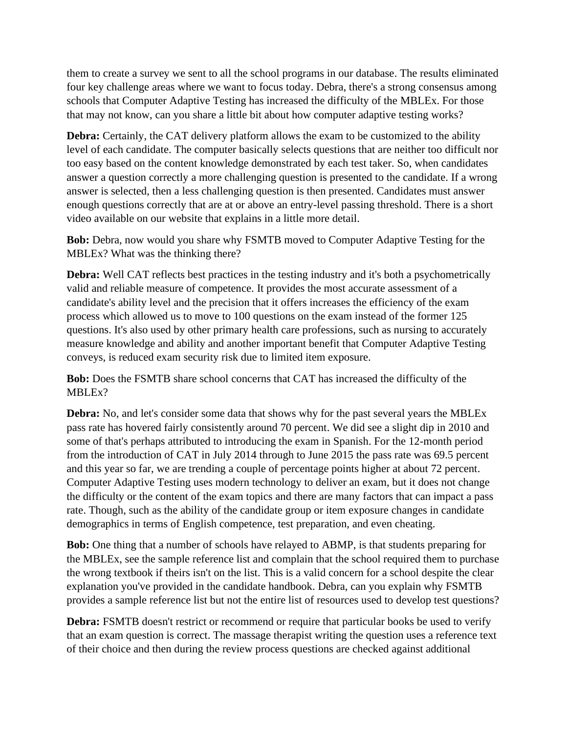them to create a survey we sent to all the school programs in our database. The results eliminated four key challenge areas where we want to focus today. Debra, there's a strong consensus among schools that Computer Adaptive Testing has increased the difficulty of the MBLEx. For those that may not know, can you share a little bit about how computer adaptive testing works?

**Debra:** Certainly, the CAT delivery platform allows the exam to be customized to the ability level of each candidate. The computer basically selects questions that are neither too difficult nor too easy based on the content knowledge demonstrated by each test taker. So, when candidates answer a question correctly a more challenging question is presented to the candidate. If a wrong answer is selected, then a less challenging question is then presented. Candidates must answer enough questions correctly that are at or above an entry-level passing threshold. There is a short video available on our website that explains in a little more detail.

**Bob:** Debra, now would you share why FSMTB moved to Computer Adaptive Testing for the MBLEx? What was the thinking there?

**Debra:** Well CAT reflects best practices in the testing industry and it's both a psychometrically valid and reliable measure of competence. It provides the most accurate assessment of a candidate's ability level and the precision that it offers increases the efficiency of the exam process which allowed us to move to 100 questions on the exam instead of the former 125 questions. It's also used by other primary health care professions, such as nursing to accurately measure knowledge and ability and another important benefit that Computer Adaptive Testing conveys, is reduced exam security risk due to limited item exposure.

**Bob:** Does the FSMTB share school concerns that CAT has increased the difficulty of the MBLEx?

**Debra:** No, and let's consider some data that shows why for the past several years the MBLEx pass rate has hovered fairly consistently around 70 percent. We did see a slight dip in 2010 and some of that's perhaps attributed to introducing the exam in Spanish. For the 12-month period from the introduction of CAT in July 2014 through to June 2015 the pass rate was 69.5 percent and this year so far, we are trending a couple of percentage points higher at about 72 percent. Computer Adaptive Testing uses modern technology to deliver an exam, but it does not change the difficulty or the content of the exam topics and there are many factors that can impact a pass rate. Though, such as the ability of the candidate group or item exposure changes in candidate demographics in terms of English competence, test preparation, and even cheating.

**Bob:** One thing that a number of schools have relayed to ABMP, is that students preparing for the MBLEx, see the sample reference list and complain that the school required them to purchase the wrong textbook if theirs isn't on the list. This is a valid concern for a school despite the clear explanation you've provided in the candidate handbook. Debra, can you explain why FSMTB provides a sample reference list but not the entire list of resources used to develop test questions?

**Debra:** FSMTB doesn't restrict or recommend or require that particular books be used to verify that an exam question is correct. The massage therapist writing the question uses a reference text of their choice and then during the review process questions are checked against additional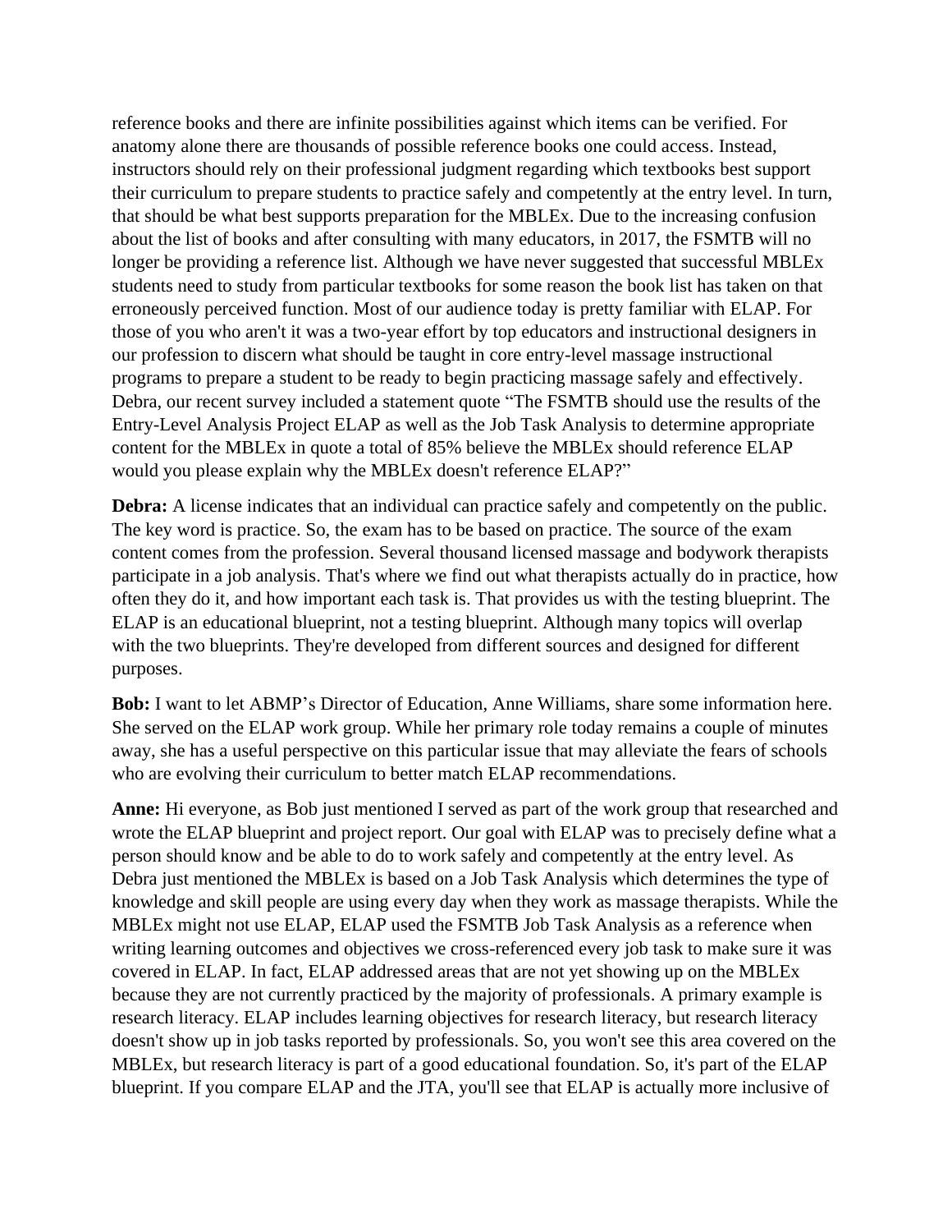reference books and there are infinite possibilities against which items can be verified. For anatomy alone there are thousands of possible reference books one could access. Instead, instructors should rely on their professional judgment regarding which textbooks best support their curriculum to prepare students to practice safely and competently at the entry level. In turn, that should be what best supports preparation for the MBLEx. Due to the increasing confusion about the list of books and after consulting with many educators, in 2017, the FSMTB will no longer be providing a reference list. Although we have never suggested that successful MBLEx students need to study from particular textbooks for some reason the book list has taken on that erroneously perceived function. Most of our audience today is pretty familiar with ELAP. For those of you who aren't it was a two-year effort by top educators and instructional designers in our profession to discern what should be taught in core entry-level massage instructional programs to prepare a student to be ready to begin practicing massage safely and effectively. Debra, our recent survey included a statement quote "The FSMTB should use the results of the Entry-Level Analysis Project ELAP as well as the Job Task Analysis to determine appropriate content for the MBLEx in quote a total of 85% believe the MBLEx should reference ELAP would you please explain why the MBLEx doesn't reference ELAP?"

**Debra:** A license indicates that an individual can practice safely and competently on the public. The key word is practice. So, the exam has to be based on practice. The source of the exam content comes from the profession. Several thousand licensed massage and bodywork therapists participate in a job analysis. That's where we find out what therapists actually do in practice, how often they do it, and how important each task is. That provides us with the testing blueprint. The ELAP is an educational blueprint, not a testing blueprint. Although many topics will overlap with the two blueprints. They're developed from different sources and designed for different purposes.

**Bob:** I want to let ABMP's Director of Education, Anne Williams, share some information here. She served on the ELAP work group. While her primary role today remains a couple of minutes away, she has a useful perspective on this particular issue that may alleviate the fears of schools who are evolving their curriculum to better match ELAP recommendations.

**Anne:** Hi everyone, as Bob just mentioned I served as part of the work group that researched and wrote the ELAP blueprint and project report. Our goal with ELAP was to precisely define what a person should know and be able to do to work safely and competently at the entry level. As Debra just mentioned the MBLEx is based on a Job Task Analysis which determines the type of knowledge and skill people are using every day when they work as massage therapists. While the MBLEx might not use ELAP, ELAP used the FSMTB Job Task Analysis as a reference when writing learning outcomes and objectives we cross-referenced every job task to make sure it was covered in ELAP. In fact, ELAP addressed areas that are not yet showing up on the MBLEx because they are not currently practiced by the majority of professionals. A primary example is research literacy. ELAP includes learning objectives for research literacy, but research literacy doesn't show up in job tasks reported by professionals. So, you won't see this area covered on the MBLEx, but research literacy is part of a good educational foundation. So, it's part of the ELAP blueprint. If you compare ELAP and the JTA, you'll see that ELAP is actually more inclusive of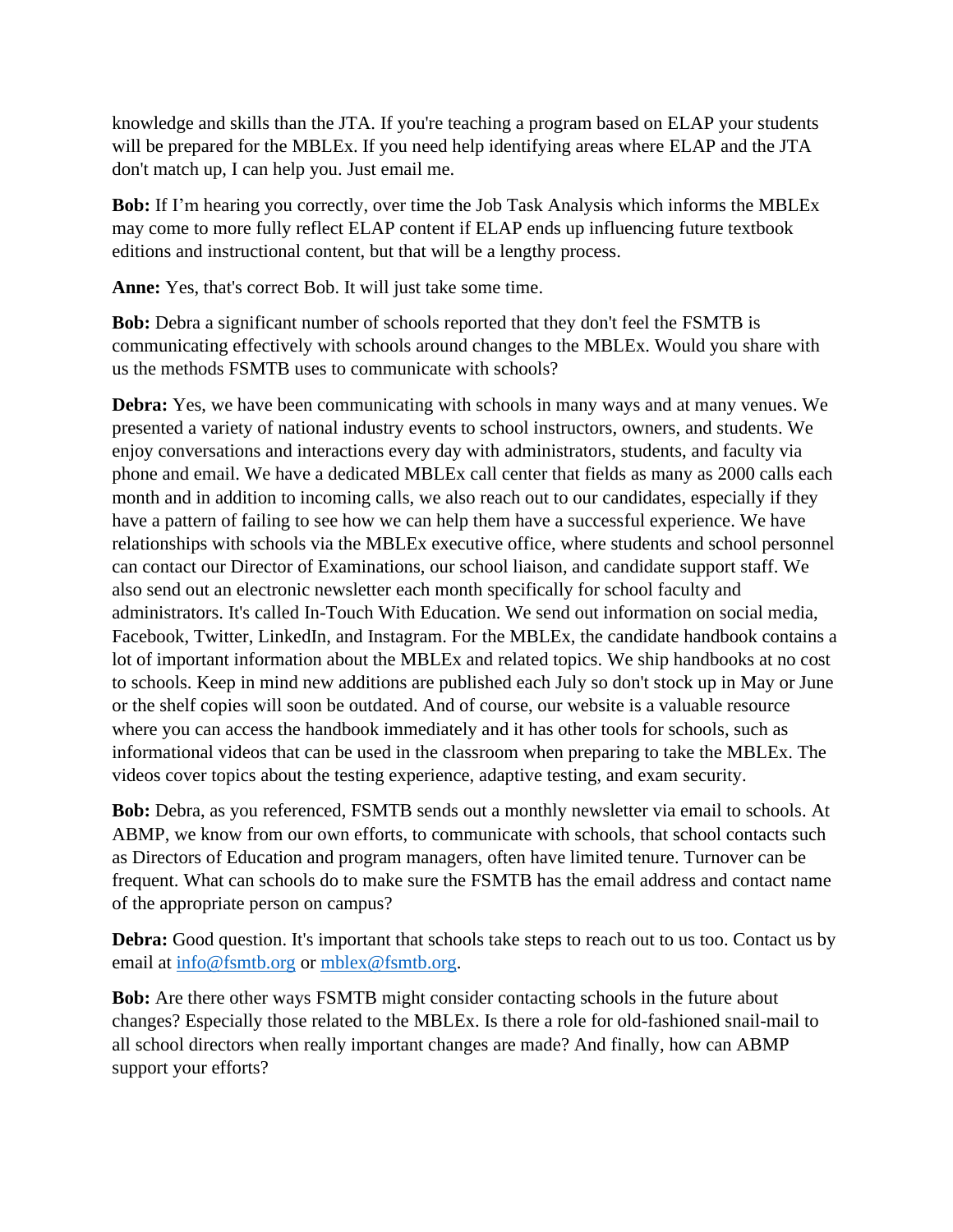knowledge and skills than the JTA. If you're teaching a program based on ELAP your students will be prepared for the MBLEx. If you need help identifying areas where ELAP and the JTA don't match up, I can help you. Just email me.

**Bob:** If I'm hearing you correctly, over time the Job Task Analysis which informs the MBLEx may come to more fully reflect ELAP content if ELAP ends up influencing future textbook editions and instructional content, but that will be a lengthy process.

**Anne:** Yes, that's correct Bob. It will just take some time.

**Bob:** Debra a significant number of schools reported that they don't feel the FSMTB is communicating effectively with schools around changes to the MBLEx. Would you share with us the methods FSMTB uses to communicate with schools?

**Debra:** Yes, we have been communicating with schools in many ways and at many venues. We presented a variety of national industry events to school instructors, owners, and students. We enjoy conversations and interactions every day with administrators, students, and faculty via phone and email. We have a dedicated MBLEx call center that fields as many as 2000 calls each month and in addition to incoming calls, we also reach out to our candidates, especially if they have a pattern of failing to see how we can help them have a successful experience. We have relationships with schools via the MBLEx executive office, where students and school personnel can contact our Director of Examinations, our school liaison, and candidate support staff. We also send out an electronic newsletter each month specifically for school faculty and administrators. It's called In-Touch With Education. We send out information on social media, Facebook, Twitter, LinkedIn, and Instagram. For the MBLEx, the candidate handbook contains a lot of important information about the MBLEx and related topics. We ship handbooks at no cost to schools. Keep in mind new additions are published each July so don't stock up in May or June or the shelf copies will soon be outdated. And of course, our website is a valuable resource where you can access the handbook immediately and it has other tools for schools, such as informational videos that can be used in the classroom when preparing to take the MBLEx. The videos cover topics about the testing experience, adaptive testing, and exam security.

**Bob:** Debra, as you referenced, FSMTB sends out a monthly newsletter via email to schools. At ABMP, we know from our own efforts, to communicate with schools, that school contacts such as Directors of Education and program managers, often have limited tenure. Turnover can be frequent. What can schools do to make sure the FSMTB has the email address and contact name of the appropriate person on campus?

**Debra:** Good question. It's important that schools take steps to reach out to us too. Contact us by email at info@fsmtb.org or mblex@fsmtb.org.

**Bob:** Are there other ways FSMTB might consider contacting schools in the future about changes? Especially those related to the MBLEx. Is there a role for old-fashioned snail-mail to all school directors when really important changes are made? And finally, how can ABMP support your efforts?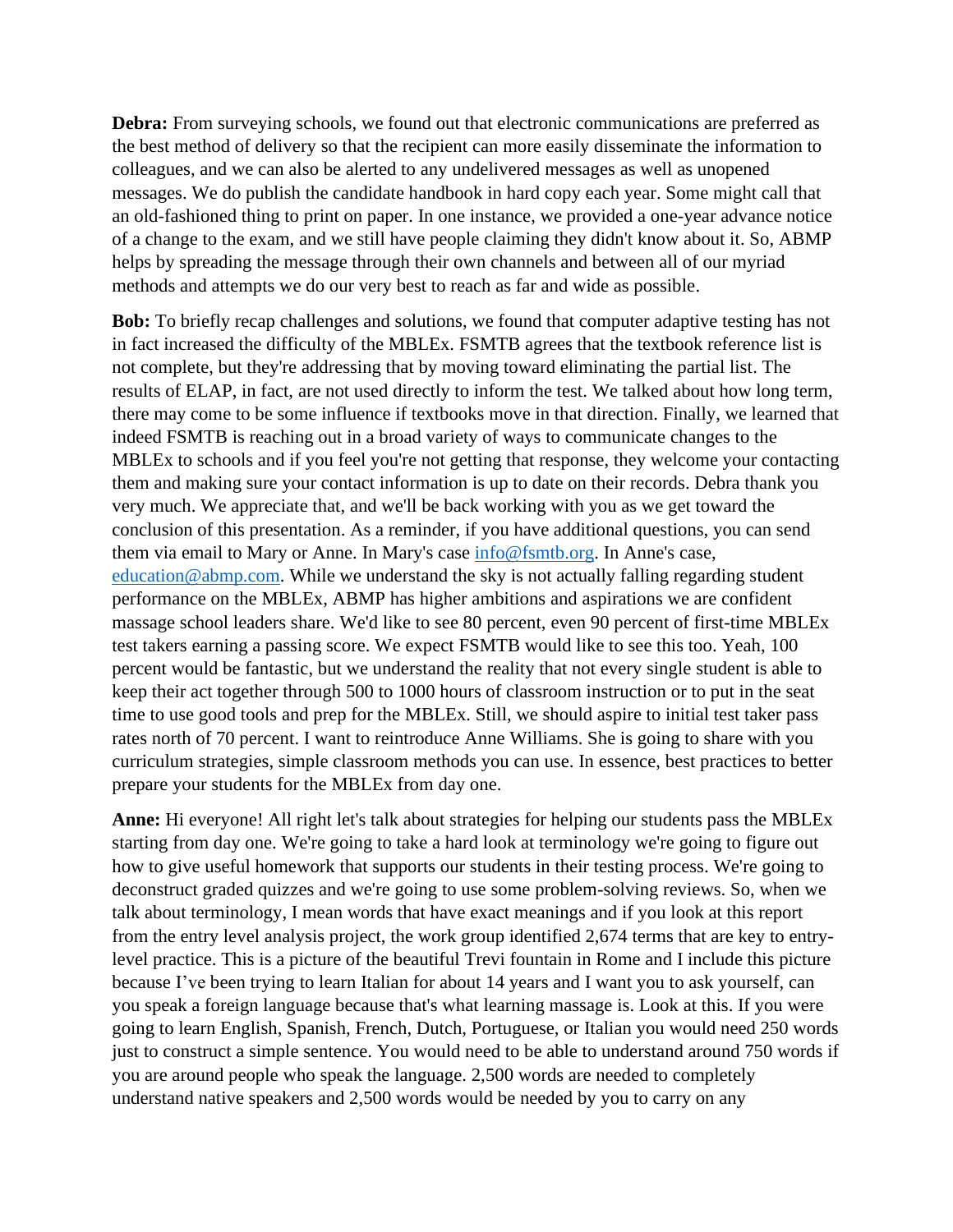**Debra:** From surveying schools, we found out that electronic communications are preferred as the best method of delivery so that the recipient can more easily disseminate the information to colleagues, and we can also be alerted to any undelivered messages as well as unopened messages. We do publish the candidate handbook in hard copy each year. Some might call that an old-fashioned thing to print on paper. In one instance, we provided a one-year advance notice of a change to the exam, and we still have people claiming they didn't know about it. So, ABMP helps by spreading the message through their own channels and between all of our myriad methods and attempts we do our very best to reach as far and wide as possible.

**Bob:** To briefly recap challenges and solutions, we found that computer adaptive testing has not in fact increased the difficulty of the MBLEx. FSMTB agrees that the textbook reference list is not complete, but they're addressing that by moving toward eliminating the partial list. The results of ELAP, in fact, are not used directly to inform the test. We talked about how long term, there may come to be some influence if textbooks move in that direction. Finally, we learned that indeed FSMTB is reaching out in a broad variety of ways to communicate changes to the MBLEx to schools and if you feel you're not getting that response, they welcome your contacting them and making sure your contact information is up to date on their records. Debra thank you very much. We appreciate that, and we'll be back working with you as we get toward the conclusion of this presentation. As a reminder, if you have additional questions, you can send them via email to Mary or Anne. In Mary's case info@fsmtb.org. In Anne's case, education@abmp.com. While we understand the sky is not actually falling regarding student performance on the MBLEx, ABMP has higher ambitions and aspirations we are confident massage school leaders share. We'd like to see 80 percent, even 90 percent of first-time MBLEx test takers earning a passing score. We expect FSMTB would like to see this too. Yeah, 100 percent would be fantastic, but we understand the reality that not every single student is able to keep their act together through 500 to 1000 hours of classroom instruction or to put in the seat time to use good tools and prep for the MBLEx. Still, we should aspire to initial test taker pass rates north of 70 percent. I want to reintroduce Anne Williams. She is going to share with you curriculum strategies, simple classroom methods you can use. In essence, best practices to better prepare your students for the MBLEx from day one.

**Anne:** Hi everyone! All right let's talk about strategies for helping our students pass the MBLEx starting from day one. We're going to take a hard look at terminology we're going to figure out how to give useful homework that supports our students in their testing process. We're going to deconstruct graded quizzes and we're going to use some problem-solving reviews. So, when we talk about terminology, I mean words that have exact meanings and if you look at this report from the entry level analysis project, the work group identified 2,674 terms that are key to entry-level practice. This is a picture of the beautiful Trevi fountain in Rome and I include this picture because I've been trying to learn Italian for about 14 years and I want you to ask yourself, can you speak a foreign language because that's what learning massage is. Look at this. If you were going to learn English, Spanish, French, Dutch, Portuguese, or Italian you would need 250 words just to construct a simple sentence. You would need to be able to understand around 750 words if you are around people who speak the language. 2,500 words are needed to completely understand native speakers and 2,500 words would be needed by you to carry on any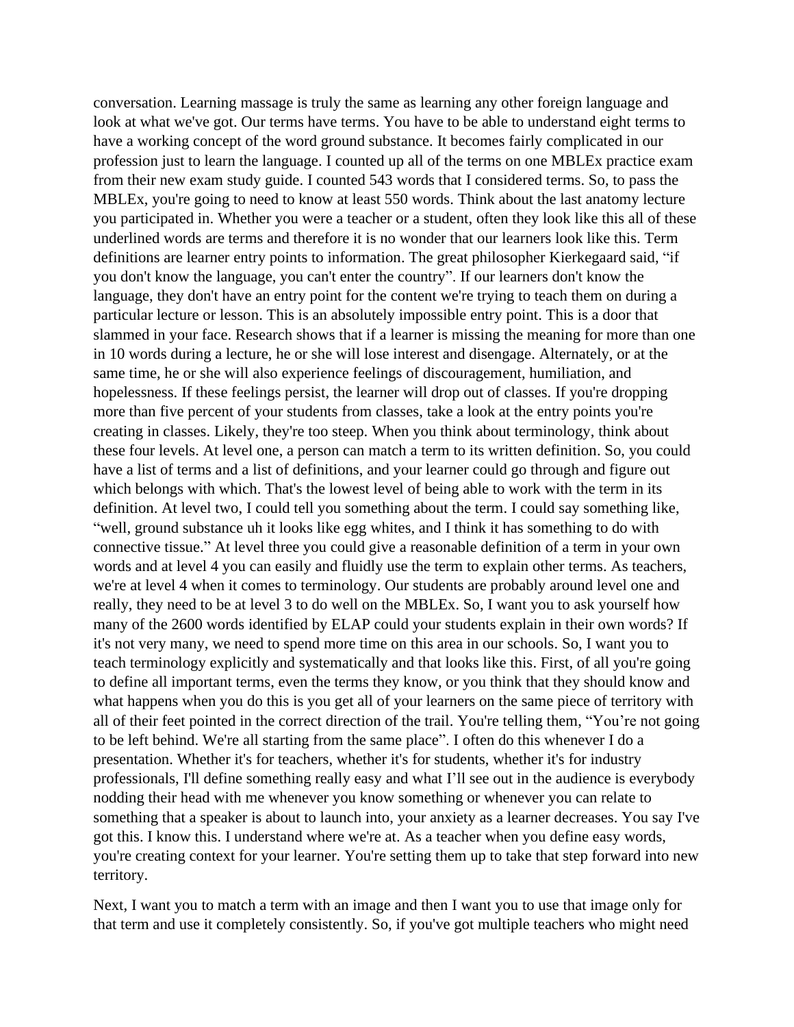conversation. Learning massage is truly the same as learning any other foreign language and look at what we've got. Our terms have terms. You have to be able to understand eight terms to have a working concept of the word ground substance. It becomes fairly complicated in our profession just to learn the language. I counted up all of the terms on one MBLEx practice exam from their new exam study guide. I counted 543 words that I considered terms. So, to pass the MBLEx, you're going to need to know at least 550 words. Think about the last anatomy lecture you participated in. Whether you were a teacher or a student, often they look like this all of these underlined words are terms and therefore it is no wonder that our learners look like this. Term definitions are learner entry points to information. The great philosopher Kierkegaard said, "if you don't know the language, you can't enter the country". If our learners don't know the language, they don't have an entry point for the content we're trying to teach them on during a particular lecture or lesson. This is an absolutely impossible entry point. This is a door that slammed in your face. Research shows that if a learner is missing the meaning for more than one in 10 words during a lecture, he or she will lose interest and disengage. Alternately, or at the same time, he or she will also experience feelings of discouragement, humiliation, and hopelessness. If these feelings persist, the learner will drop out of classes. If you're dropping more than five percent of your students from classes, take a look at the entry points you're creating in classes. Likely, they're too steep. When you think about terminology, think about these four levels. At level one, a person can match a term to its written definition. So, you could have a list of terms and a list of definitions, and your learner could go through and figure out which belongs with which. That's the lowest level of being able to work with the term in its definition. At level two, I could tell you something about the term. I could say something like, "well, ground substance uh it looks like egg whites, and I think it has something to do with connective tissue." At level three you could give a reasonable definition of a term in your own words and at level 4 you can easily and fluidly use the term to explain other terms. As teachers, we're at level 4 when it comes to terminology. Our students are probably around level one and really, they need to be at level 3 to do well on the MBLEx. So, I want you to ask yourself how many of the 2600 words identified by ELAP could your students explain in their own words? If it's not very many, we need to spend more time on this area in our schools. So, I want you to teach terminology explicitly and systematically and that looks like this. First, of all you're going to define all important terms, even the terms they know, or you think that they should know and what happens when you do this is you get all of your learners on the same piece of territory with all of their feet pointed in the correct direction of the trail. You're telling them, "You're not going to be left behind. We're all starting from the same place". I often do this whenever I do a presentation. Whether it's for teachers, whether it's for students, whether it's for industry professionals, I'll define something really easy and what I'll see out in the audience is everybody nodding their head with me whenever you know something or whenever you can relate to something that a speaker is about to launch into, your anxiety as a learner decreases. You say I've got this. I know this. I understand where we're at. As a teacher when you define easy words, you're creating context for your learner. You're setting them up to take that step forward into new territory.

Next, I want you to match a term with an image and then I want you to use that image only for that term and use it completely consistently. So, if you've got multiple teachers who might need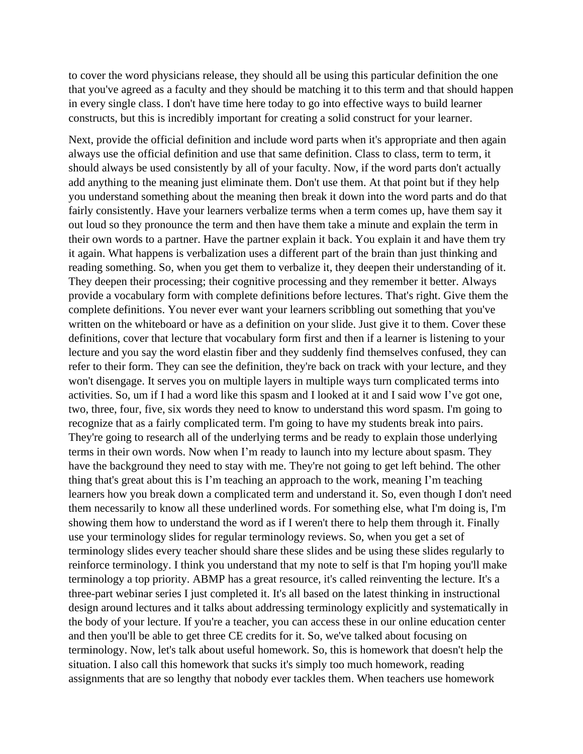to cover the word physicians release, they should all be using this particular definition the one that you've agreed as a faculty and they should be matching it to this term and that should happen in every single class. I don't have time here today to go into effective ways to build learner constructs, but this is incredibly important for creating a solid construct for your learner.

Next, provide the official definition and include word parts when it's appropriate and then again always use the official definition and use that same definition. Class to class, term to term, it should always be used consistently by all of your faculty. Now, if the word parts don't actually add anything to the meaning just eliminate them. Don't use them. At that point but if they help you understand something about the meaning then break it down into the word parts and do that fairly consistently. Have your learners verbalize terms when a term comes up, have them say it out loud so they pronounce the term and then have them take a minute and explain the term in their own words to a partner. Have the partner explain it back. You explain it and have them try it again. What happens is verbalization uses a different part of the brain than just thinking and reading something. So, when you get them to verbalize it, they deepen their understanding of it. They deepen their processing; their cognitive processing and they remember it better. Always provide a vocabulary form with complete definitions before lectures. That's right. Give them the complete definitions. You never ever want your learners scribbling out something that you've written on the whiteboard or have as a definition on your slide. Just give it to them. Cover these definitions, cover that lecture that vocabulary form first and then if a learner is listening to your lecture and you say the word elastin fiber and they suddenly find themselves confused, they can refer to their form. They can see the definition, they're back on track with your lecture, and they won't disengage. It serves you on multiple layers in multiple ways turn complicated terms into activities. So, um if I had a word like this spasm and I looked at it and I said wow I've got one, two, three, four, five, six words they need to know to understand this word spasm. I'm going to recognize that as a fairly complicated term. I'm going to have my students break into pairs. They're going to research all of the underlying terms and be ready to explain those underlying terms in their own words. Now when I'm ready to launch into my lecture about spasm. They have the background they need to stay with me. They're not going to get left behind. The other thing that's great about this is I'm teaching an approach to the work, meaning I'm teaching learners how you break down a complicated term and understand it. So, even though I don't need them necessarily to know all these underlined words. For something else, what I'm doing is, I'm showing them how to understand the word as if I weren't there to help them through it. Finally use your terminology slides for regular terminology reviews. So, when you get a set of terminology slides every teacher should share these slides and be using these slides regularly to reinforce terminology. I think you understand that my note to self is that I'm hoping you'll make terminology a top priority. ABMP has a great resource, it's called reinventing the lecture. It's a three-part webinar series I just completed it. It's all based on the latest thinking in instructional design around lectures and it talks about addressing terminology explicitly and systematically in the body of your lecture. If you're a teacher, you can access these in our online education center and then you'll be able to get three CE credits for it. So, we've talked about focusing on terminology. Now, let's talk about useful homework. So, this is homework that doesn't help the situation. I also call this homework that sucks it's simply too much homework, reading assignments that are so lengthy that nobody ever tackles them. When teachers use homework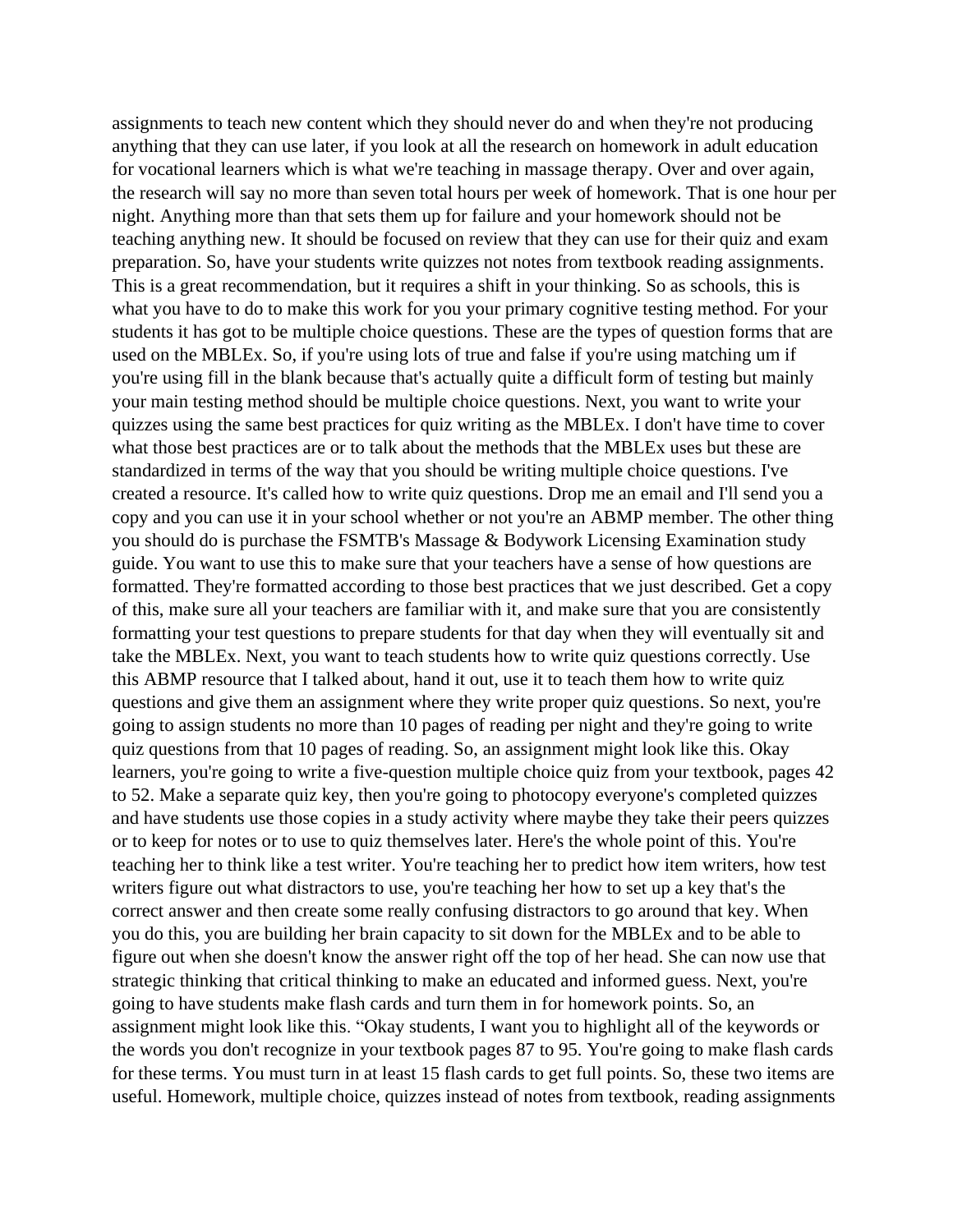assignments to teach new content which they should never do and when they're not producing anything that they can use later, if you look at all the research on homework in adult education for vocational learners which is what we're teaching in massage therapy. Over and over again, the research will say no more than seven total hours per week of homework. That is one hour per night. Anything more than that sets them up for failure and your homework should not be teaching anything new. It should be focused on review that they can use for their quiz and exam preparation. So, have your students write quizzes not notes from textbook reading assignments. This is a great recommendation, but it requires a shift in your thinking. So as schools, this is what you have to do to make this work for you your primary cognitive testing method. For your students it has got to be multiple choice questions. These are the types of question forms that are used on the MBLEx. So, if you're using lots of true and false if you're using matching um if you're using fill in the blank because that's actually quite a difficult form of testing but mainly your main testing method should be multiple choice questions. Next, you want to write your quizzes using the same best practices for quiz writing as the MBLEx. I don't have time to cover what those best practices are or to talk about the methods that the MBLEx uses but these are standardized in terms of the way that you should be writing multiple choice questions. I've created a resource. It's called how to write quiz questions. Drop me an email and I'll send you a copy and you can use it in your school whether or not you're an ABMP member. The other thing you should do is purchase the FSMTB's Massage & Bodywork Licensing Examination study guide. You want to use this to make sure that your teachers have a sense of how questions are formatted. They're formatted according to those best practices that we just described. Get a copy of this, make sure all your teachers are familiar with it, and make sure that you are consistently formatting your test questions to prepare students for that day when they will eventually sit and take the MBLEx. Next, you want to teach students how to write quiz questions correctly. Use this ABMP resource that I talked about, hand it out, use it to teach them how to write quiz questions and give them an assignment where they write proper quiz questions. So next, you're going to assign students no more than 10 pages of reading per night and they're going to write quiz questions from that 10 pages of reading. So, an assignment might look like this. Okay learners, you're going to write a five-question multiple choice quiz from your textbook, pages 42 to 52. Make a separate quiz key, then you're going to photocopy everyone's completed quizzes and have students use those copies in a study activity where maybe they take their peers quizzes or to keep for notes or to use to quiz themselves later. Here's the whole point of this. You're teaching her to think like a test writer. You're teaching her to predict how item writers, how test writers figure out what distractors to use, you're teaching her how to set up a key that's the correct answer and then create some really confusing distractors to go around that key. When you do this, you are building her brain capacity to sit down for the MBLEx and to be able to figure out when she doesn't know the answer right off the top of her head. She can now use that strategic thinking that critical thinking to make an educated and informed guess. Next, you're going to have students make flash cards and turn them in for homework points. So, an assignment might look like this. "Okay students, I want you to highlight all of the keywords or the words you don't recognize in your textbook pages 87 to 95. You're going to make flash cards for these terms. You must turn in at least 15 flash cards to get full points. So, these two items are useful. Homework, multiple choice, quizzes instead of notes from textbook, reading assignments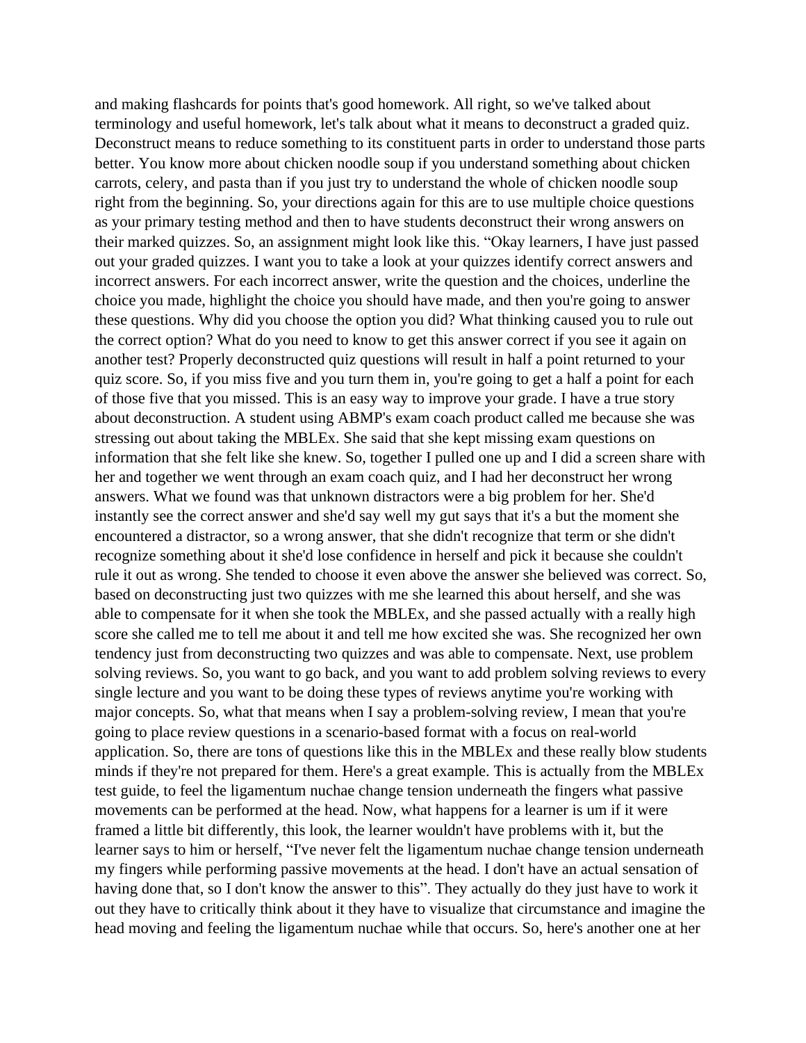and making flashcards for points that's good homework. All right, so we've talked about terminology and useful homework, let's talk about what it means to deconstruct a graded quiz. Deconstruct means to reduce something to its constituent parts in order to understand those parts better. You know more about chicken noodle soup if you understand something about chicken carrots, celery, and pasta than if you just try to understand the whole of chicken noodle soup right from the beginning. So, your directions again for this are to use multiple choice questions as your primary testing method and then to have students deconstruct their wrong answers on their marked quizzes. So, an assignment might look like this. "Okay learners, I have just passed out your graded quizzes. I want you to take a look at your quizzes identify correct answers and incorrect answers. For each incorrect answer, write the question and the choices, underline the choice you made, highlight the choice you should have made, and then you're going to answer these questions. Why did you choose the option you did? What thinking caused you to rule out the correct option? What do you need to know to get this answer correct if you see it again on another test? Properly deconstructed quiz questions will result in half a point returned to your quiz score. So, if you miss five and you turn them in, you're going to get a half a point for each of those five that you missed. This is an easy way to improve your grade. I have a true story about deconstruction. A student using ABMP's exam coach product called me because she was stressing out about taking the MBLEx. She said that she kept missing exam questions on information that she felt like she knew. So, together I pulled one up and I did a screen share with her and together we went through an exam coach quiz, and I had her deconstruct her wrong answers. What we found was that unknown distractors were a big problem for her. She'd instantly see the correct answer and she'd say well my gut says that it's a but the moment she encountered a distractor, so a wrong answer, that she didn't recognize that term or she didn't recognize something about it she'd lose confidence in herself and pick it because she couldn't rule it out as wrong. She tended to choose it even above the answer she believed was correct. So, based on deconstructing just two quizzes with me she learned this about herself, and she was able to compensate for it when she took the MBLEx, and she passed actually with a really high score she called me to tell me about it and tell me how excited she was. She recognized her own tendency just from deconstructing two quizzes and was able to compensate. Next, use problem solving reviews. So, you want to go back, and you want to add problem solving reviews to every single lecture and you want to be doing these types of reviews anytime you're working with major concepts. So, what that means when I say a problem-solving review, I mean that you're going to place review questions in a scenario-based format with a focus on real-world application. So, there are tons of questions like this in the MBLEx and these really blow students minds if they're not prepared for them. Here's a great example. This is actually from the MBLEx test guide, to feel the ligamentum nuchae change tension underneath the fingers what passive movements can be performed at the head. Now, what happens for a learner is um if it were framed a little bit differently, this look, the learner wouldn't have problems with it, but the learner says to him or herself, "I've never felt the ligamentum nuchae change tension underneath my fingers while performing passive movements at the head. I don't have an actual sensation of having done that, so I don't know the answer to this". They actually do they just have to work it out they have to critically think about it they have to visualize that circumstance and imagine the head moving and feeling the ligamentum nuchae while that occurs. So, here's another one at her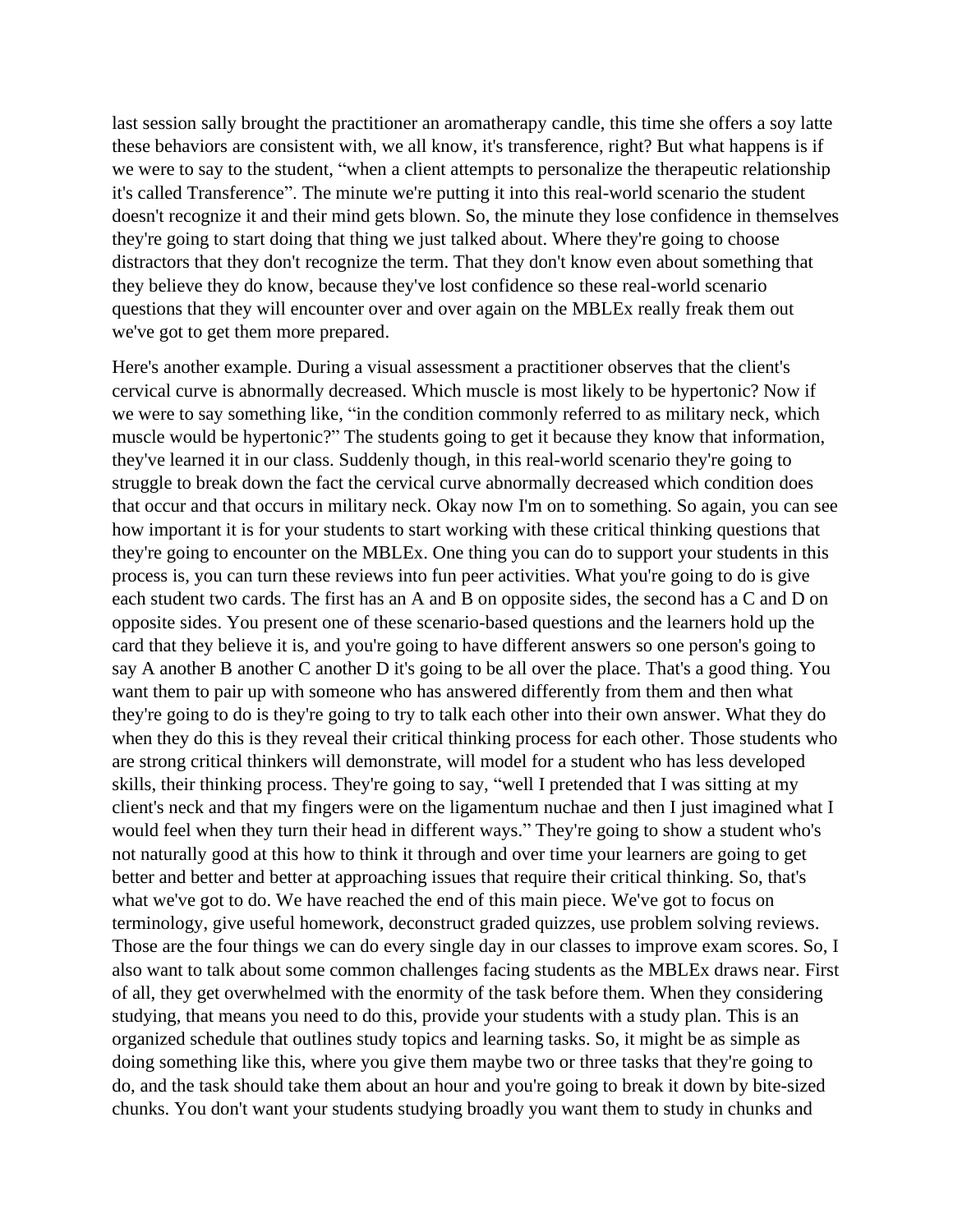last session sally brought the practitioner an aromatherapy candle, this time she offers a soy latte these behaviors are consistent with, we all know, it's transference, right? But what happens is if we were to say to the student, "when a client attempts to personalize the therapeutic relationship it's called Transference". The minute we're putting it into this real-world scenario the student doesn't recognize it and their mind gets blown. So, the minute they lose confidence in themselves they're going to start doing that thing we just talked about. Where they're going to choose distractors that they don't recognize the term. That they don't know even about something that they believe they do know, because they've lost confidence so these real-world scenario questions that they will encounter over and over again on the MBLEx really freak them out we've got to get them more prepared.

Here's another example. During a visual assessment a practitioner observes that the client's cervical curve is abnormally decreased. Which muscle is most likely to be hypertonic? Now if we were to say something like, "in the condition commonly referred to as military neck, which muscle would be hypertonic?" The students going to get it because they know that information, they've learned it in our class. Suddenly though, in this real-world scenario they're going to struggle to break down the fact the cervical curve abnormally decreased which condition does that occur and that occurs in military neck. Okay now I'm on to something. So again, you can see how important it is for your students to start working with these critical thinking questions that they're going to encounter on the MBLEx. One thing you can do to support your students in this process is, you can turn these reviews into fun peer activities. What you're going to do is give each student two cards. The first has an A and B on opposite sides, the second has a C and D on opposite sides. You present one of these scenario-based questions and the learners hold up the card that they believe it is, and you're going to have different answers so one person's going to say A another B another C another D it's going to be all over the place. That's a good thing. You want them to pair up with someone who has answered differently from them and then what they're going to do is they're going to try to talk each other into their own answer. What they do when they do this is they reveal their critical thinking process for each other. Those students who are strong critical thinkers will demonstrate, will model for a student who has less developed skills, their thinking process. They're going to say, "well I pretended that I was sitting at my client's neck and that my fingers were on the ligamentum nuchae and then I just imagined what I would feel when they turn their head in different ways." They're going to show a student who's not naturally good at this how to think it through and over time your learners are going to get better and better and better at approaching issues that require their critical thinking. So, that's what we've got to do. We have reached the end of this main piece. We've got to focus on terminology, give useful homework, deconstruct graded quizzes, use problem solving reviews. Those are the four things we can do every single day in our classes to improve exam scores. So, I also want to talk about some common challenges facing students as the MBLEx draws near. First of all, they get overwhelmed with the enormity of the task before them. When they considering studying, that means you need to do this, provide your students with a study plan. This is an organized schedule that outlines study topics and learning tasks. So, it might be as simple as doing something like this, where you give them maybe two or three tasks that they're going to do, and the task should take them about an hour and you're going to break it down by bite-sized chunks. You don't want your students studying broadly you want them to study in chunks and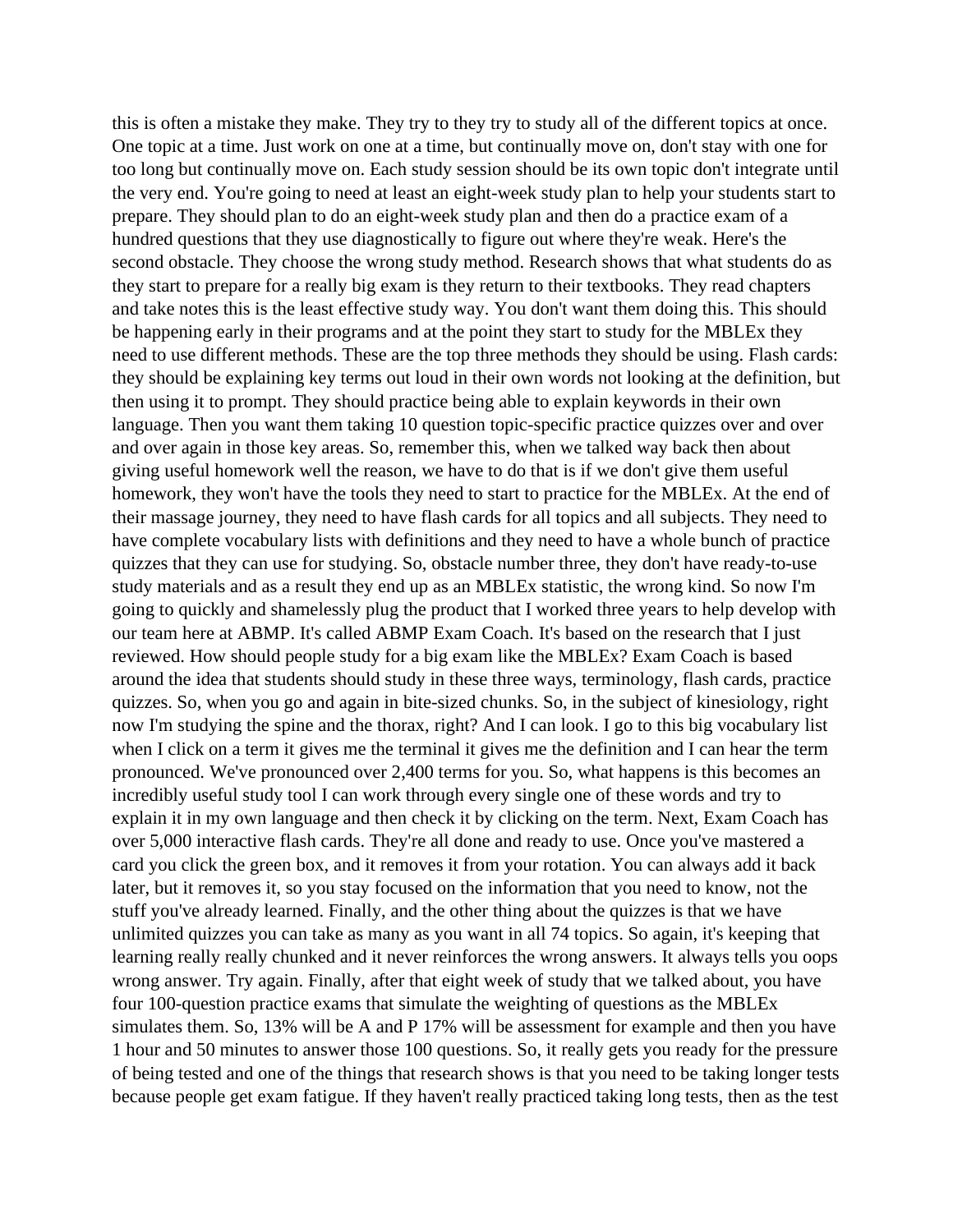this is often a mistake they make. They try to they try to study all of the different topics at once. One topic at a time. Just work on one at a time, but continually move on, don't stay with one for too long but continually move on. Each study session should be its own topic don't integrate until the very end. You're going to need at least an eight-week study plan to help your students start to prepare. They should plan to do an eight-week study plan and then do a practice exam of a hundred questions that they use diagnostically to figure out where they're weak. Here's the second obstacle. They choose the wrong study method. Research shows that what students do as they start to prepare for a really big exam is they return to their textbooks. They read chapters and take notes this is the least effective study way. You don't want them doing this. This should be happening early in their programs and at the point they start to study for the MBLEx they need to use different methods. These are the top three methods they should be using. Flash cards: they should be explaining key terms out loud in their own words not looking at the definition, but then using it to prompt. They should practice being able to explain keywords in their own language. Then you want them taking 10 question topic-specific practice quizzes over and over and over again in those key areas. So, remember this, when we talked way back then about giving useful homework well the reason, we have to do that is if we don't give them useful homework, they won't have the tools they need to start to practice for the MBLEx. At the end of their massage journey, they need to have flash cards for all topics and all subjects. They need to have complete vocabulary lists with definitions and they need to have a whole bunch of practice quizzes that they can use for studying. So, obstacle number three, they don't have ready-to-use study materials and as a result they end up as an MBLEx statistic, the wrong kind. So now I'm going to quickly and shamelessly plug the product that I worked three years to help develop with our team here at ABMP. It's called ABMP Exam Coach. It's based on the research that I just reviewed. How should people study for a big exam like the MBLEx? Exam Coach is based around the idea that students should study in these three ways, terminology, flash cards, practice quizzes. So, when you go and again in bite-sized chunks. So, in the subject of kinesiology, right now I'm studying the spine and the thorax, right? And I can look. I go to this big vocabulary list when I click on a term it gives me the terminal it gives me the definition and I can hear the term pronounced. We've pronounced over 2,400 terms for you. So, what happens is this becomes an incredibly useful study tool I can work through every single one of these words and try to explain it in my own language and then check it by clicking on the term. Next, Exam Coach has over 5,000 interactive flash cards. They're all done and ready to use. Once you've mastered a card you click the green box, and it removes it from your rotation. You can always add it back later, but it removes it, so you stay focused on the information that you need to know, not the stuff you've already learned. Finally, and the other thing about the quizzes is that we have unlimited quizzes you can take as many as you want in all 74 topics. So again, it's keeping that learning really really chunked and it never reinforces the wrong answers. It always tells you oops wrong answer. Try again. Finally, after that eight week of study that we talked about, you have four 100-question practice exams that simulate the weighting of questions as the MBLEx simulates them. So, 13% will be A and P 17% will be assessment for example and then you have 1 hour and 50 minutes to answer those 100 questions. So, it really gets you ready for the pressure of being tested and one of the things that research shows is that you need to be taking longer tests because people get exam fatigue. If they haven't really practiced taking long tests, then as the test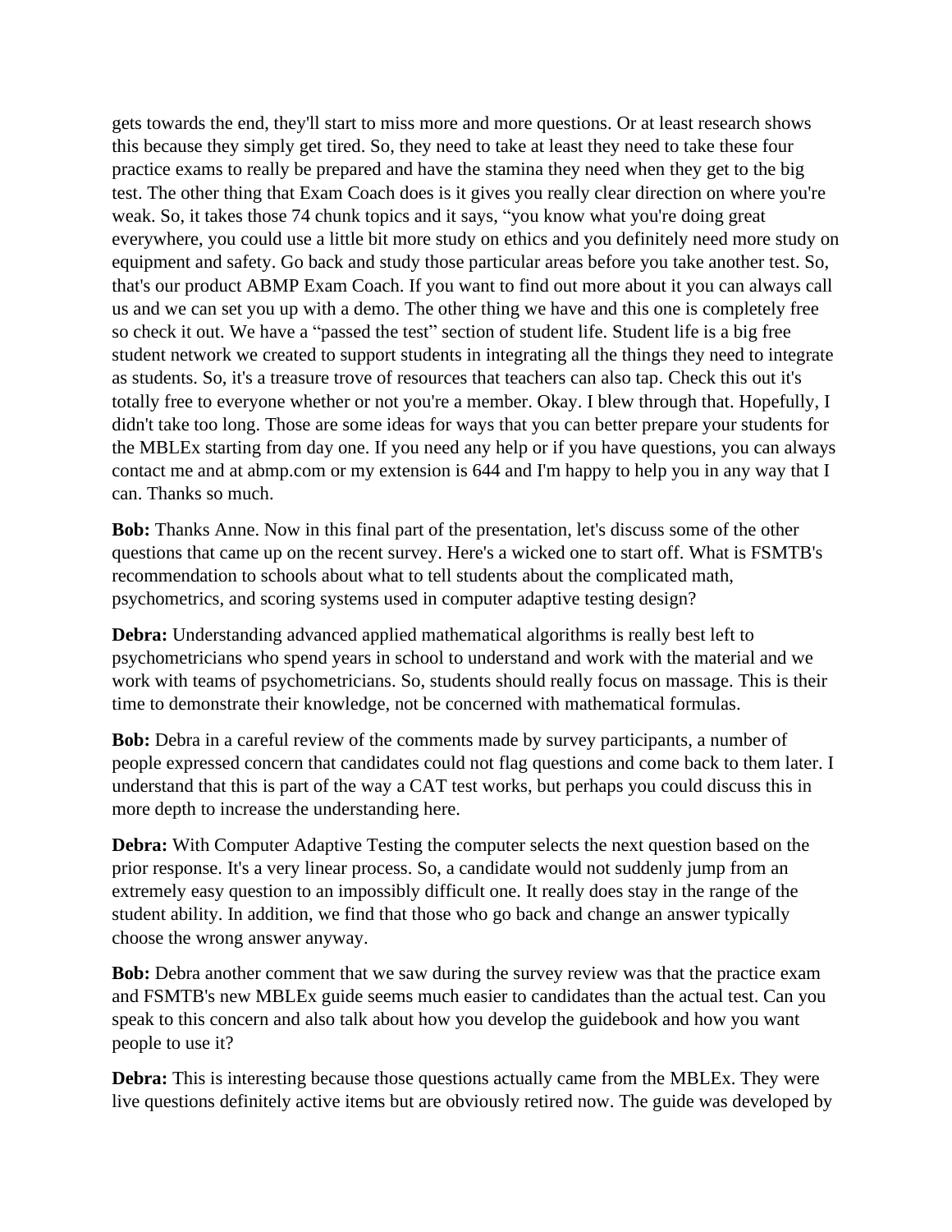gets towards the end, they'll start to miss more and more questions. Or at least research shows this because they simply get tired. So, they need to take at least they need to take these four practice exams to really be prepared and have the stamina they need when they get to the big test. The other thing that Exam Coach does is it gives you really clear direction on where you're weak. So, it takes those 74 chunk topics and it says, "you know what you're doing great everywhere, you could use a little bit more study on ethics and you definitely need more study on equipment and safety. Go back and study those particular areas before you take another test. So, that's our product ABMP Exam Coach. If you want to find out more about it you can always call us and we can set you up with a demo. The other thing we have and this one is completely free so check it out. We have a "passed the test" section of student life. Student life is a big free student network we created to support students in integrating all the things they need to integrate as students. So, it's a treasure trove of resources that teachers can also tap. Check this out it's totally free to everyone whether or not you're a member. Okay. I blew through that. Hopefully, I didn't take too long. Those are some ideas for ways that you can better prepare your students for the MBLEx starting from day one. If you need any help or if you have questions, you can always contact me and at abmp.com or my extension is 644 and I'm happy to help you in any way that I can. Thanks so much.

**Bob:** Thanks Anne. Now in this final part of the presentation, let's discuss some of the other questions that came up on the recent survey. Here's a wicked one to start off. What is FSMTB's recommendation to schools about what to tell students about the complicated math, psychometrics, and scoring systems used in computer adaptive testing design?

**Debra:** Understanding advanced applied mathematical algorithms is really best left to psychometricians who spend years in school to understand and work with the material and we work with teams of psychometricians. So, students should really focus on massage. This is their time to demonstrate their knowledge, not be concerned with mathematical formulas.

**Bob:** Debra in a careful review of the comments made by survey participants, a number of people expressed concern that candidates could not flag questions and come back to them later. I understand that this is part of the way a CAT test works, but perhaps you could discuss this in more depth to increase the understanding here.

**Debra:** With Computer Adaptive Testing the computer selects the next question based on the prior response. It's a very linear process. So, a candidate would not suddenly jump from an extremely easy question to an impossibly difficult one. It really does stay in the range of the student ability. In addition, we find that those who go back and change an answer typically choose the wrong answer anyway.

**Bob:** Debra another comment that we saw during the survey review was that the practice exam and FSMTB's new MBLEx guide seems much easier to candidates than the actual test. Can you speak to this concern and also talk about how you develop the guidebook and how you want people to use it?

**Debra:** This is interesting because those questions actually came from the MBLEx. They were live questions definitely active items but are obviously retired now. The guide was developed by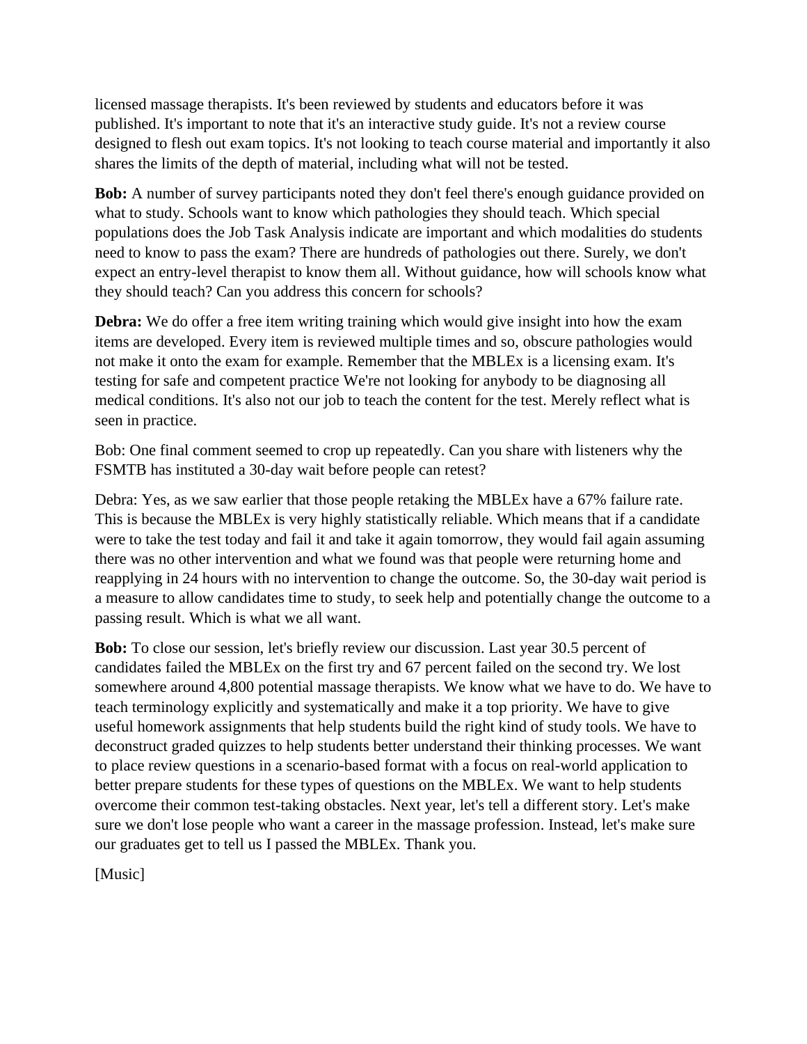licensed massage therapists. It's been reviewed by students and educators before it was published. It's important to note that it's an interactive study guide. It's not a review course designed to flesh out exam topics. It's not looking to teach course material and importantly it also shares the limits of the depth of material, including what will not be tested.

**Bob:** A number of survey participants noted they don't feel there's enough guidance provided on what to study. Schools want to know which pathologies they should teach. Which special populations does the Job Task Analysis indicate are important and which modalities do students need to know to pass the exam? There are hundreds of pathologies out there. Surely, we don't expect an entry-level therapist to know them all. Without guidance, how will schools know what they should teach? Can you address this concern for schools?

**Debra:** We do offer a free item writing training which would give insight into how the exam items are developed. Every item is reviewed multiple times and so, obscure pathologies would not make it onto the exam for example. Remember that the MBLEx is a licensing exam. It's testing for safe and competent practice We're not looking for anybody to be diagnosing all medical conditions. It's also not our job to teach the content for the test. Merely reflect what is seen in practice.

Bob: One final comment seemed to crop up repeatedly. Can you share with listeners why the FSMTB has instituted a 30-day wait before people can retest?

Debra: Yes, as we saw earlier that those people retaking the MBLEx have a 67% failure rate. This is because the MBLEx is very highly statistically reliable. Which means that if a candidate were to take the test today and fail it and take it again tomorrow, they would fail again assuming there was no other intervention and what we found was that people were returning home and reapplying in 24 hours with no intervention to change the outcome. So, the 30-day wait period is a measure to allow candidates time to study, to seek help and potentially change the outcome to a passing result. Which is what we all want.

**Bob:** To close our session, let's briefly review our discussion. Last year 30.5 percent of candidates failed the MBLEx on the first try and 67 percent failed on the second try. We lost somewhere around 4,800 potential massage therapists. We know what we have to do. We have to teach terminology explicitly and systematically and make it a top priority. We have to give useful homework assignments that help students build the right kind of study tools. We have to deconstruct graded quizzes to help students better understand their thinking processes. We want to place review questions in a scenario-based format with a focus on real-world application to better prepare students for these types of questions on the MBLEx. We want to help students overcome their common test-taking obstacles. Next year, let's tell a different story. Let's make sure we don't lose people who want a career in the massage profession. Instead, let's make sure our graduates get to tell us I passed the MBLEx. Thank you.

[Music]